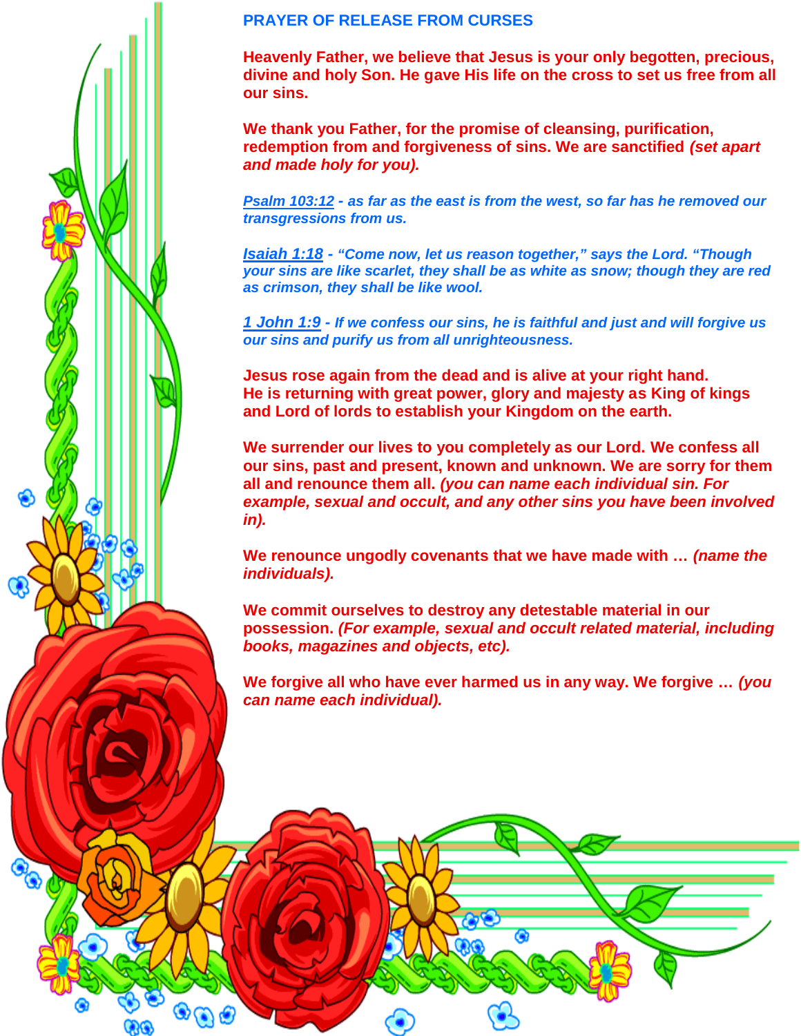# PRAYER OF RELEASE FROM CURSES

**Heavenly Father, we believe that Jesus is your only begotten, precious, divine and holy Son. He gave His life on the cross to set us free from all our sins.**

**We thank you Father, for the promise of cleansing, purification, redemption from and forgiveness of sins. We are sanctified *(set apart and made holy for you).***

***Psalm 103:12 - as far as the east is from the west, so far has he removed our transgressions from us.***

***Isaiah 1:18 - "Come now, let us reason together," says the Lord. "Though your sins are like scarlet, they shall be as white as snow; though they are red as crimson, they shall be like wool.***

***1 John 1:9 - If we confess our sins, he is faithful and just and will forgive us our sins and purify us from all unrighteousness.***

**Jesus rose again from the dead and is alive at your right hand.**
**He is returning with great power, glory and majesty as King of kings and Lord of lords to establish your Kingdom on the earth.**

**We surrender our lives to you completely as our Lord. We confess all our sins, past and present, known and unknown. We are sorry for them all and renounce them all. *(you can name each individual sin. For example, sexual and occult, and any other sins you have been involved in).***

**We renounce ungodly covenants that we have made with … *(name the individuals).***

**We commit ourselves to destroy any detestable material in our possession. *(For example, sexual and occult related material, including books, magazines and objects, etc).***

**We forgive all who have ever harmed us in any way. We forgive … *(you can name each individual).***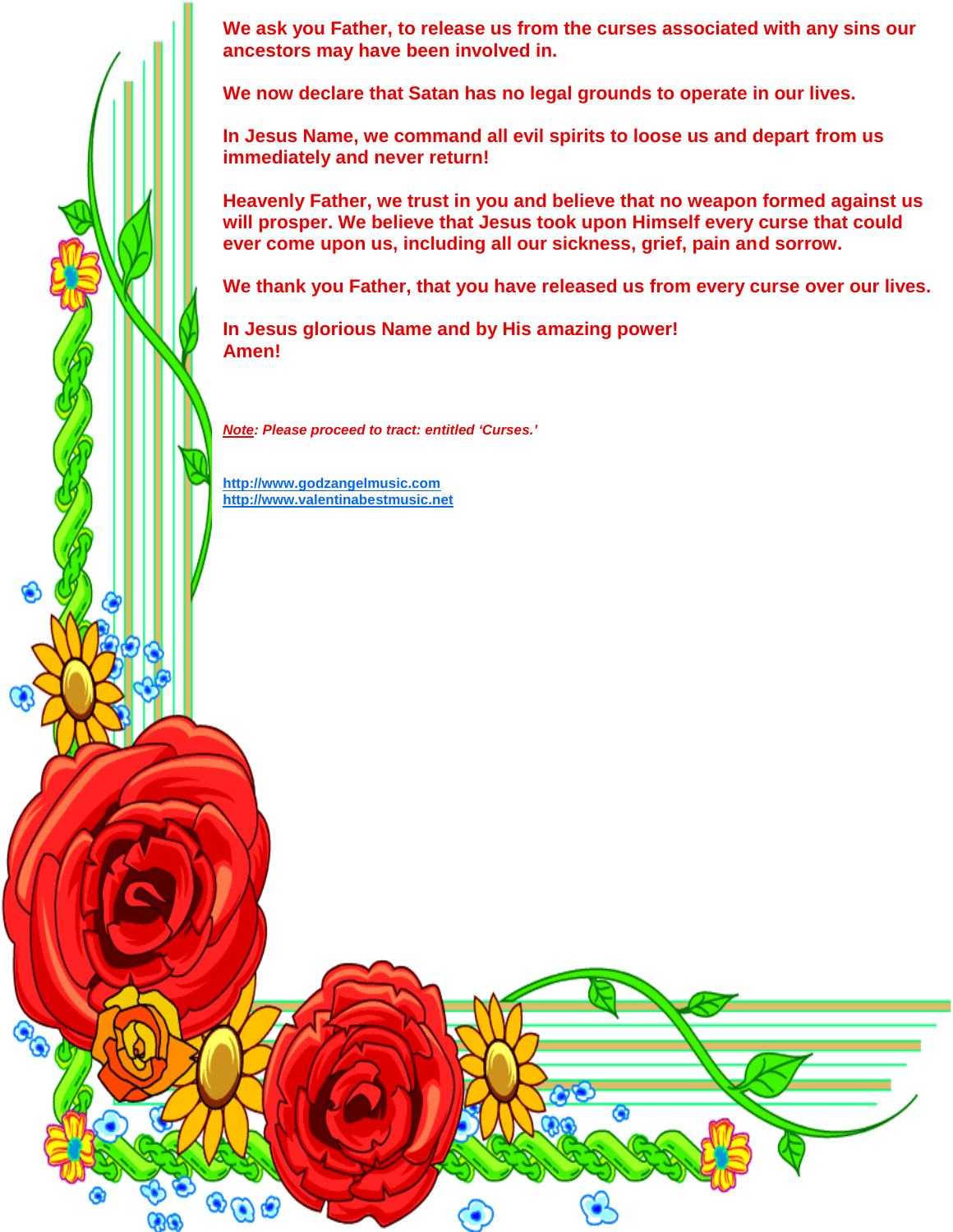**We ask you Father, to release us from the curses associated with any sins our ancestors may have been involved in.**

**We now declare that Satan has no legal grounds to operate in our lives.**

**In Jesus Name, we command all evil spirits to loose us and depart from us immediately and never return!**

**Heavenly Father, we trust in you and believe that no weapon formed against us will prosper. We believe that Jesus took upon Himself every curse that could ever come upon us, including all our sickness, grief, pain and sorrow.**

**We thank you Father, that you have released us from every curse over our lives.**

**In Jesus glorious Name and by His amazing power!**
**Amen!**

***Note: Please proceed to tract: entitled 'Curses.'***

http://www.godzangelmusic.com
http://www.valentinabestmusic.net